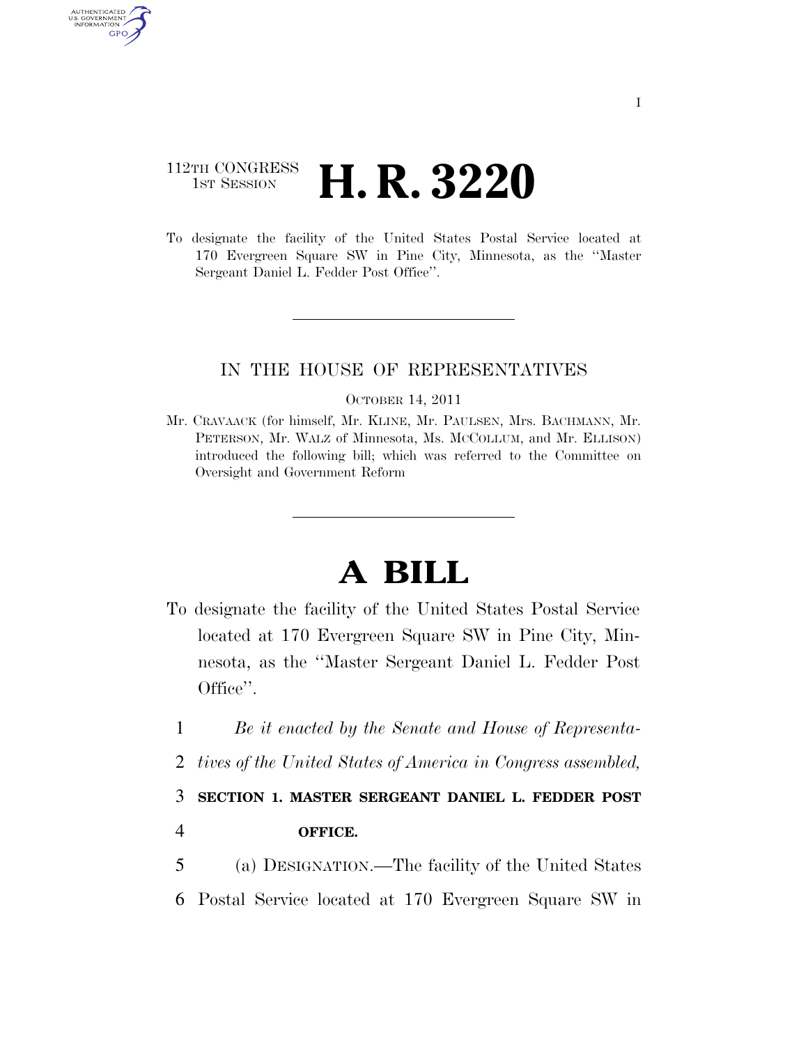112TH CONGRESS
1ST SESSION

# H. R. 3220

To designate the facility of the United States Postal Service located at 170 Evergreen Square SW in Pine City, Minnesota, as the ''Master Sergeant Daniel L. Fedder Post Office''.

IN THE HOUSE OF REPRESENTATIVES

OCTOBER 14, 2011

Mr. CRAVAACK (for himself, Mr. KLINE, Mr. PAULSEN, Mrs. BACHMANN, Mr. PETERSON, Mr. WALZ of Minnesota, Ms. MCCOLLUM, and Mr. ELLISON) introduced the following bill; which was referred to the Committee on Oversight and Government Reform

# A BILL

To designate the facility of the United States Postal Service located at 170 Evergreen Square SW in Pine City, Minnesota, as the ''Master Sergeant Daniel L. Fedder Post Office''.

1 *Be it enacted by the Senate and House of Representa-*
2 *tives of the United States of America in Congress assembled,*

3 **SECTION 1. MASTER SERGEANT DANIEL L. FEDDER POST**
4 **OFFICE.**

5 (a) DESIGNATION.—The facility of the United States
6 Postal Service located at 170 Evergreen Square SW in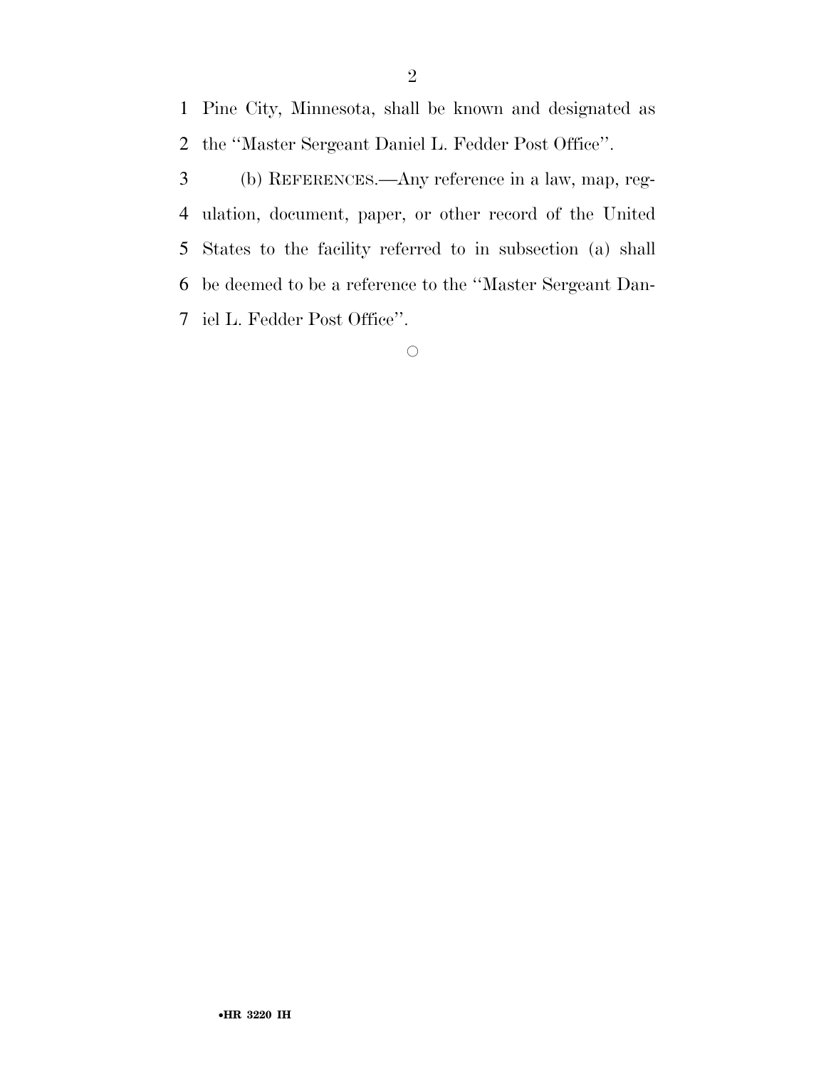Pine City, Minnesota, shall be known and designated as the "Master Sergeant Daniel L. Fedder Post Office".

(b) REFERENCES.—Any reference in a law, map, regulation, document, paper, or other record of the United States to the facility referred to in subsection (a) shall be deemed to be a reference to the "Master Sergeant Daniel L. Fedder Post Office".

○